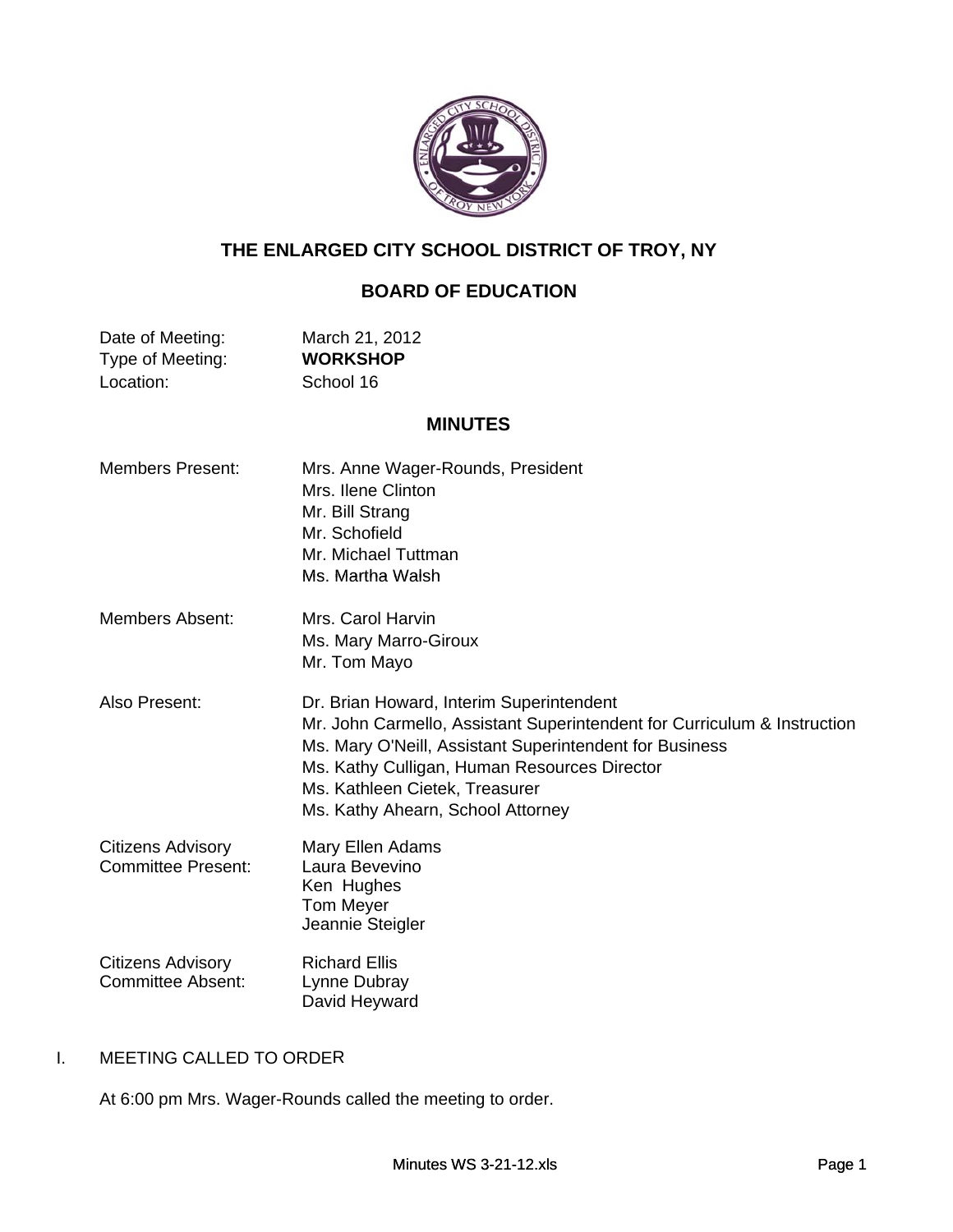# THE ENLARGED CITY SCHOOL DISTRICT OF TROY, NY

## BOARD OF EDUCATION

| | |
|---|---|
| Date of Meeting: | March 21, 2012 |
| Type of Meeting: | **WORKSHOP** |
| Location: | School 16 |

## MINUTES

| | |
|---|---|
| Members Present: | Mrs. Anne Wager-Rounds, President<br>Mrs. Ilene Clinton<br>Mr. Bill Strang<br>Mr. Schofield<br>Mr. Michael Tuttman<br>Ms. Martha Walsh |
| Members Absent: | Mrs. Carol Harvin<br>Ms. Mary Marro-Giroux<br>Mr. Tom Mayo |
| Also Present: | Dr. Brian Howard, Interim Superintendent<br>Mr. John Carmello, Assistant Superintendent for Curriculum & Instruction<br>Ms. Mary O'Neill, Assistant Superintendent for Business<br>Ms. Kathy Culligan, Human Resources Director<br>Ms. Kathleen Cietek, Treasurer<br>Ms. Kathy Ahearn, School Attorney |
| Citizens Advisory Committee Present: | Mary Ellen Adams<br>Laura Bevevino<br>Ken Hughes<br>Tom Meyer<br>Jeannie Steigler |
| Citizens Advisory Committee Absent: | Richard Ellis<br>Lynne Dubray<br>David Heyward |

I. MEETING CALLED TO ORDER

At 6:00 pm Mrs. Wager-Rounds called the meeting to order.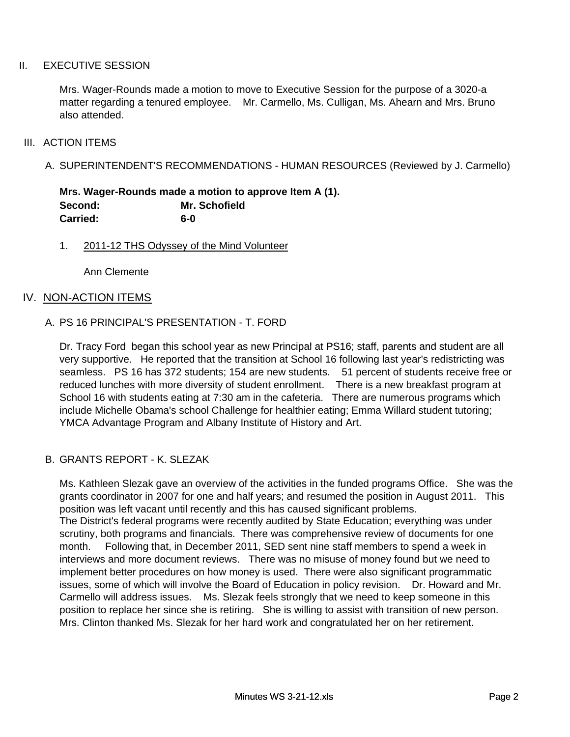## II. EXECUTIVE SESSION

Mrs. Wager-Rounds made a motion to move to Executive Session for the purpose of a 3020-a matter regarding a tenured employee. Mr. Carmello, Ms. Culligan, Ms. Ahearn and Mrs. Bruno also attended.

## III. ACTION ITEMS

### A. SUPERINTENDENT'S RECOMMENDATIONS - HUMAN RESOURCES (Reviewed by J. Carmello)

**Mrs. Wager-Rounds made a motion to approve Item A (1).**
**Second: Mr. Schofield**
**Carried: 6-0**

1. 2011-12 THS Odyssey of the Mind Volunteer

   Ann Clemente

## IV. NON-ACTION ITEMS

### A. PS 16 PRINCIPAL'S PRESENTATION - T. FORD

Dr. Tracy Ford began this school year as new Principal at PS16; staff, parents and student are all very supportive. He reported that the transition at School 16 following last year's redistricting was seamless. PS 16 has 372 students; 154 are new students. 51 percent of students receive free or reduced lunches with more diversity of student enrollment. There is a new breakfast program at School 16 with students eating at 7:30 am in the cafeteria. There are numerous programs which include Michelle Obama's school Challenge for healthier eating; Emma Willard student tutoring; YMCA Advantage Program and Albany Institute of History and Art.

### B. GRANTS REPORT - K. SLEZAK

Ms. Kathleen Slezak gave an overview of the activities in the funded programs Office. She was the grants coordinator in 2007 for one and half years; and resumed the position in August 2011. This position was left vacant until recently and this has caused significant problems.
The District's federal programs were recently audited by State Education; everything was under scrutiny, both programs and financials. There was comprehensive review of documents for one month. Following that, in December 2011, SED sent nine staff members to spend a week in interviews and more document reviews. There was no misuse of money found but we need to implement better procedures on how money is used. There were also significant programmatic issues, some of which will involve the Board of Education in policy revision. Dr. Howard and Mr. Carmello will address issues. Ms. Slezak feels strongly that we need to keep someone in this position to replace her since she is retiring. She is willing to assist with transition of new person. Mrs. Clinton thanked Ms. Slezak for her hard work and congratulated her on her retirement.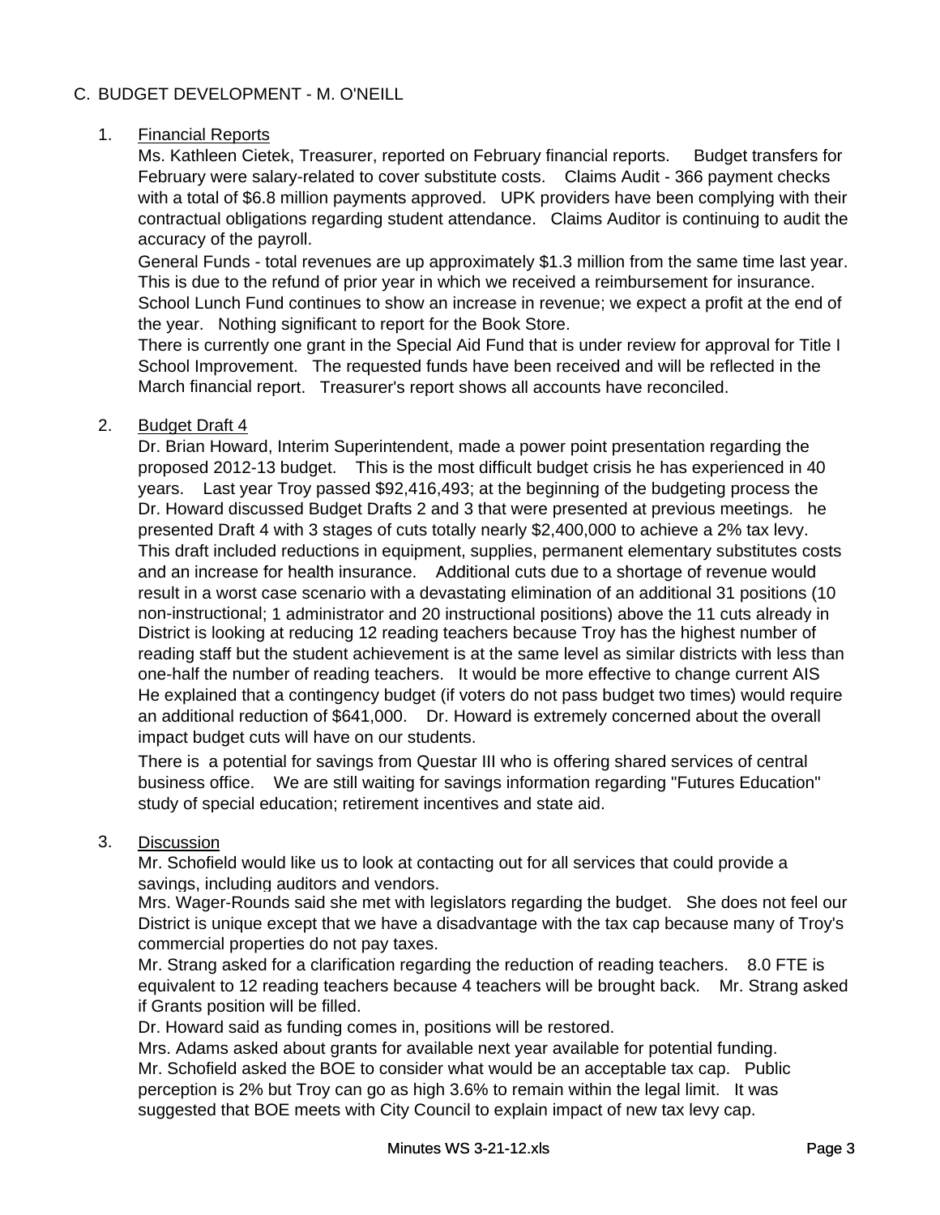C. BUDGET DEVELOPMENT - M. O'NEILL

1. Financial Reports

   Ms. Kathleen Cietek, Treasurer, reported on February financial reports. Budget transfers for February were salary-related to cover substitute costs. Claims Audit - 366 payment checks with a total of $6.8 million payments approved. UPK providers have been complying with their contractual obligations regarding student attendance. Claims Auditor is continuing to audit the accuracy of the payroll.

   General Funds - total revenues are up approximately $1.3 million from the same time last year. This is due to the refund of prior year in which we received a reimbursement for insurance. School Lunch Fund continues to show an increase in revenue; we expect a profit at the end of the year. Nothing significant to report for the Book Store.

   There is currently one grant in the Special Aid Fund that is under review for approval for Title I School Improvement. The requested funds have been received and will be reflected in the March financial report. Treasurer's report shows all accounts have reconciled.

2. Budget Draft 4

   Dr. Brian Howard, Interim Superintendent, made a power point presentation regarding the proposed 2012-13 budget. This is the most difficult budget crisis he has experienced in 40 years. Last year Troy passed $92,416,493; at the beginning of the budgeting process the Dr. Howard discussed Budget Drafts 2 and 3 that were presented at previous meetings. he presented Draft 4 with 3 stages of cuts totally nearly $2,400,000 to achieve a 2% tax levy. This draft included reductions in equipment, supplies, permanent elementary substitutes costs and an increase for health insurance. Additional cuts due to a shortage of revenue would result in a worst case scenario with a devastating elimination of an additional 31 positions (10 non-instructional; 1 administrator and 20 instructional positions) above the 11 cuts already in District is looking at reducing 12 reading teachers because Troy has the highest number of reading staff but the student achievement is at the same level as similar districts with less than one-half the number of reading teachers. It would be more effective to change current AIS He explained that a contingency budget (if voters do not pass budget two times) would require an additional reduction of $641,000. Dr. Howard is extremely concerned about the overall impact budget cuts will have on our students.

   There is a potential for savings from Questar III who is offering shared services of central business office. We are still waiting for savings information regarding "Futures Education" study of special education; retirement incentives and state aid.

3. Discussion

   Mr. Schofield would like us to look at contacting out for all services that could provide a savings, including auditors and vendors.

   Mrs. Wager-Rounds said she met with legislators regarding the budget. She does not feel our District is unique except that we have a disadvantage with the tax cap because many of Troy's commercial properties do not pay taxes.

   Mr. Strang asked for a clarification regarding the reduction of reading teachers. 8.0 FTE is equivalent to 12 reading teachers because 4 teachers will be brought back. Mr. Strang asked if Grants position will be filled.

   Dr. Howard said as funding comes in, positions will be restored.

   Mrs. Adams asked about grants for available next year available for potential funding.

   Mr. Schofield asked the BOE to consider what would be an acceptable tax cap. Public perception is 2% but Troy can go as high 3.6% to remain within the legal limit. It was suggested that BOE meets with City Council to explain impact of new tax levy cap.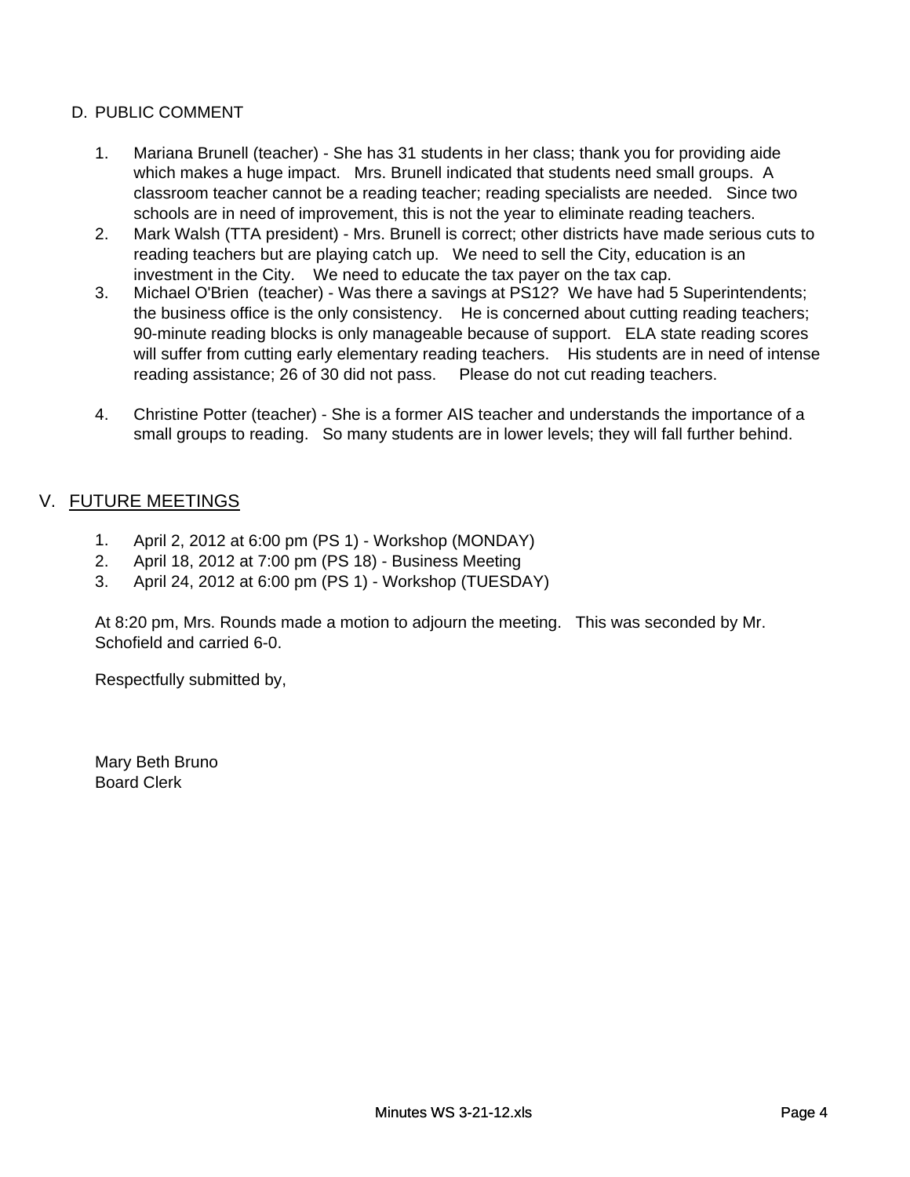D. PUBLIC COMMENT

1. Mariana Brunell (teacher) - She has 31 students in her class; thank you for providing aide which makes a huge impact. Mrs. Brunell indicated that students need small groups. A classroom teacher cannot be a reading teacher; reading specialists are needed. Since two schools are in need of improvement, this is not the year to eliminate reading teachers.
2. Mark Walsh (TTA president) - Mrs. Brunell is correct; other districts have made serious cuts to reading teachers but are playing catch up. We need to sell the City, education is an investment in the City. We need to educate the tax payer on the tax cap.
3. Michael O'Brien (teacher) - Was there a savings at PS12? We have had 5 Superintendents; the business office is the only consistency. He is concerned about cutting reading teachers; 90-minute reading blocks is only manageable because of support. ELA state reading scores will suffer from cutting early elementary reading teachers. His students are in need of intense reading assistance; 26 of 30 did not pass. Please do not cut reading teachers.
4. Christine Potter (teacher) - She is a former AIS teacher and understands the importance of a small groups to reading. So many students are in lower levels; they will fall further behind.

## V. FUTURE MEETINGS

1. April 2, 2012 at 6:00 pm (PS 1) - Workshop (MONDAY)
2. April 18, 2012 at 7:00 pm (PS 18) - Business Meeting
3. April 24, 2012 at 6:00 pm (PS 1) - Workshop (TUESDAY)

At 8:20 pm, Mrs. Rounds made a motion to adjourn the meeting. This was seconded by Mr. Schofield and carried 6-0.

Respectfully submitted by,

Mary Beth Bruno
Board Clerk